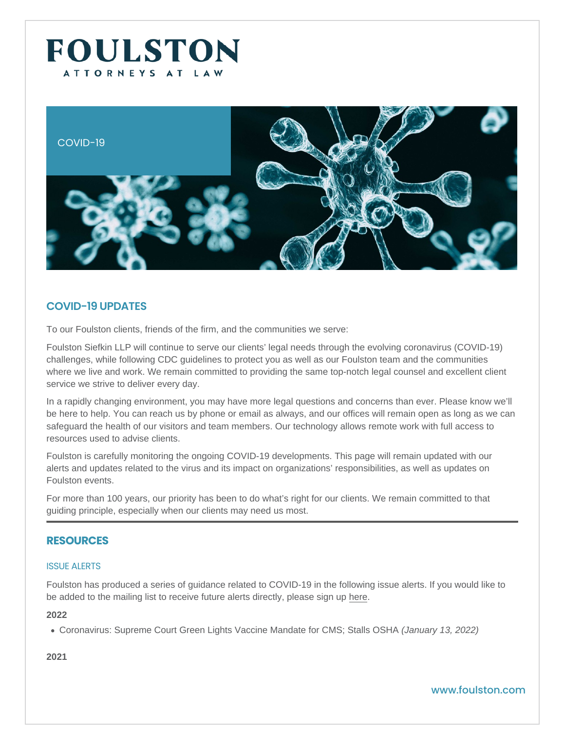# FOULSTON

ATTORNEYS AT LAW

COVID-19

## COVID-19 UPDATES

To our Foulston clients, friends of the firm, and the communities we serve:

Foulston Siefkin LLP will continue to serve our clients' legal needs through the evolving coronavirus (COVID-19) challenges, while following CDC guidelines to protect you as well as our Foulston team and the communities where we live and work. We remain committed to providing the same top-notch legal counsel and excellent client service we strive to deliver every day.

In a rapidly changing environment, you may have more legal questions and concerns than ever. Please know we'll be here to help. You can reach us by phone or email as always, and our offices will remain open as long as we can safeguard the health of our visitors and team members. Our technology allows remote work with full access to resources used to advise clients.

Foulston is carefully monitoring the ongoing COVID-19 developments. This page will remain updated with our alerts and updates related to the virus and its impact on organizations' responsibilities, as well as updates on Foulston events.

For more than 100 years, our priority has been to do what's right for our clients. We remain committed to that guiding principle, especially when our clients may need us most.

---

## RESOURCES

### ISSUE ALERTS

Foulston has produced a series of guidance related to COVID-19 in the following issue alerts. If you would like to be added to the mailing list to receive future alerts directly, please sign up here.

**2022**

- Coronavirus: Supreme Court Green Lights Vaccine Mandate for CMS; Stalls OSHA *(January 13, 2022)*

**2021**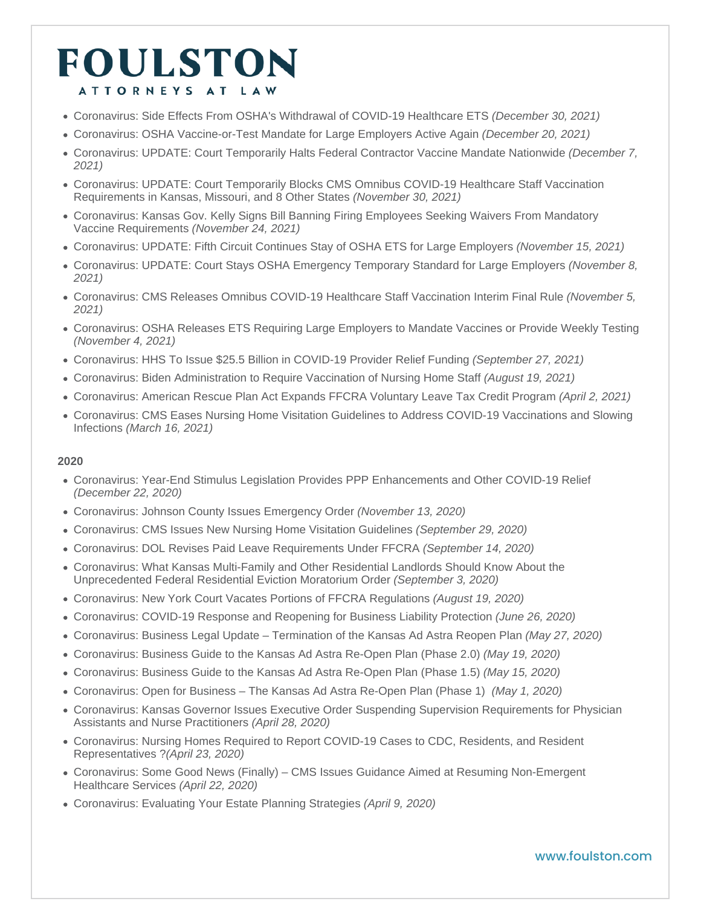- Coronavirus: Side Effects From OSHA's Withdrawal of COVID-19 Healthcare ETS *(December 30, 2021)*
- Coronavirus: OSHA Vaccine-or-Test Mandate for Large Employers Active Again *(December 20, 2021)*
- Coronavirus: UPDATE: Court Temporarily Halts Federal Contractor Vaccine Mandate Nationwide *(December 7, 2021)*
- Coronavirus: UPDATE: Court Temporarily Blocks CMS Omnibus COVID-19 Healthcare Staff Vaccination Requirements in Kansas, Missouri, and 8 Other States *(November 30, 2021)*
- Coronavirus: Kansas Gov. Kelly Signs Bill Banning Firing Employees Seeking Waivers From Mandatory Vaccine Requirements *(November 24, 2021)*
- Coronavirus: UPDATE: Fifth Circuit Continues Stay of OSHA ETS for Large Employers *(November 15, 2021)*
- Coronavirus: UPDATE: Court Stays OSHA Emergency Temporary Standard for Large Employers *(November 8, 2021)*
- Coronavirus: CMS Releases Omnibus COVID-19 Healthcare Staff Vaccination Interim Final Rule *(November 5, 2021)*
- Coronavirus: OSHA Releases ETS Requiring Large Employers to Mandate Vaccines or Provide Weekly Testing *(November 4, 2021)*
- Coronavirus: HHS To Issue $25.5 Billion in COVID-19 Provider Relief Funding *(September 27, 2021)*
- Coronavirus: Biden Administration to Require Vaccination of Nursing Home Staff *(August 19, 2021)*
- Coronavirus: American Rescue Plan Act Expands FFCRA Voluntary Leave Tax Credit Program *(April 2, 2021)*
- Coronavirus: CMS Eases Nursing Home Visitation Guidelines to Address COVID-19 Vaccinations and Slowing Infections *(March 16, 2021)*

**2020**

- Coronavirus: Year-End Stimulus Legislation Provides PPP Enhancements and Other COVID-19 Relief *(December 22, 2020)*
- Coronavirus: Johnson County Issues Emergency Order *(November 13, 2020)*
- Coronavirus: CMS Issues New Nursing Home Visitation Guidelines *(September 29, 2020)*
- Coronavirus: DOL Revises Paid Leave Requirements Under FFCRA *(September 14, 2020)*
- Coronavirus: What Kansas Multi-Family and Other Residential Landlords Should Know About the Unprecedented Federal Residential Eviction Moratorium Order *(September 3, 2020)*
- Coronavirus: New York Court Vacates Portions of FFCRA Regulations *(August 19, 2020)*
- Coronavirus: COVID-19 Response and Reopening for Business Liability Protection *(June 26, 2020)*
- Coronavirus: Business Legal Update – Termination of the Kansas Ad Astra Reopen Plan *(May 27, 2020)*
- Coronavirus: Business Guide to the Kansas Ad Astra Re-Open Plan (Phase 2.0) *(May 19, 2020)*
- Coronavirus: Business Guide to the Kansas Ad Astra Re-Open Plan (Phase 1.5) *(May 15, 2020)*
- Coronavirus: Open for Business – The Kansas Ad Astra Re-Open Plan (Phase 1) *(May 1, 2020)*
- Coronavirus: Kansas Governor Issues Executive Order Suspending Supervision Requirements for Physician Assistants and Nurse Practitioners *(April 28, 2020)*
- Coronavirus: Nursing Homes Required to Report COVID-19 Cases to CDC, Residents, and Resident Representatives ?*(April 23, 2020)*
- Coronavirus: Some Good News (Finally) – CMS Issues Guidance Aimed at Resuming Non-Emergent Healthcare Services *(April 22, 2020)*
- Coronavirus: Evaluating Your Estate Planning Strategies *(April 9, 2020)*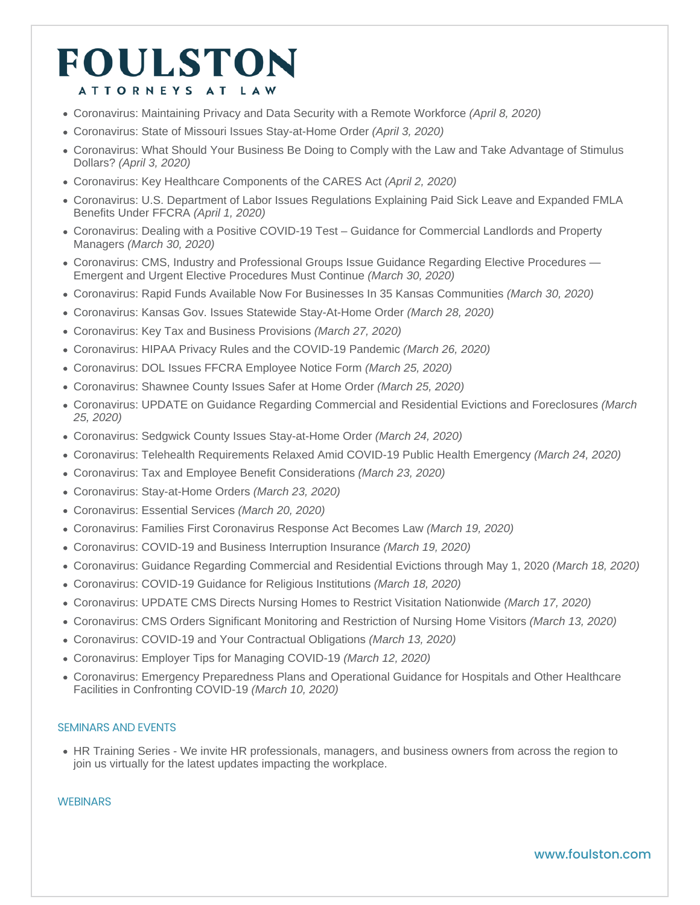- Coronavirus: Maintaining Privacy and Data Security with a Remote Workforce *(April 8, 2020)*
- Coronavirus: State of Missouri Issues Stay-at-Home Order *(April 3, 2020)*
- Coronavirus: What Should Your Business Be Doing to Comply with the Law and Take Advantage of Stimulus Dollars? *(April 3, 2020)*
- Coronavirus: Key Healthcare Components of the CARES Act *(April 2, 2020)*
- Coronavirus: U.S. Department of Labor Issues Regulations Explaining Paid Sick Leave and Expanded FMLA Benefits Under FFCRA *(April 1, 2020)*
- Coronavirus: Dealing with a Positive COVID-19 Test – Guidance for Commercial Landlords and Property Managers *(March 30, 2020)*
- Coronavirus: CMS, Industry and Professional Groups Issue Guidance Regarding Elective Procedures — Emergent and Urgent Elective Procedures Must Continue *(March 30, 2020)*
- Coronavirus: Rapid Funds Available Now For Businesses In 35 Kansas Communities *(March 30, 2020)*
- Coronavirus: Kansas Gov. Issues Statewide Stay-At-Home Order *(March 28, 2020)*
- Coronavirus: Key Tax and Business Provisions *(March 27, 2020)*
- Coronavirus: HIPAA Privacy Rules and the COVID-19 Pandemic *(March 26, 2020)*
- Coronavirus: DOL Issues FFCRA Employee Notice Form *(March 25, 2020)*
- Coronavirus: Shawnee County Issues Safer at Home Order *(March 25, 2020)*
- Coronavirus: UPDATE on Guidance Regarding Commercial and Residential Evictions and Foreclosures *(March 25, 2020)*
- Coronavirus: Sedgwick County Issues Stay-at-Home Order *(March 24, 2020)*
- Coronavirus: Telehealth Requirements Relaxed Amid COVID-19 Public Health Emergency *(March 24, 2020)*
- Coronavirus: Tax and Employee Benefit Considerations *(March 23, 2020)*
- Coronavirus: Stay-at-Home Orders *(March 23, 2020)*
- Coronavirus: Essential Services *(March 20, 2020)*
- Coronavirus: Families First Coronavirus Response Act Becomes Law *(March 19, 2020)*
- Coronavirus: COVID-19 and Business Interruption Insurance *(March 19, 2020)*
- Coronavirus: Guidance Regarding Commercial and Residential Evictions through May 1, 2020 *(March 18, 2020)*
- Coronavirus: COVID-19 Guidance for Religious Institutions *(March 18, 2020)*
- Coronavirus: UPDATE CMS Directs Nursing Homes to Restrict Visitation Nationwide *(March 17, 2020)*
- Coronavirus: CMS Orders Significant Monitoring and Restriction of Nursing Home Visitors *(March 13, 2020)*
- Coronavirus: COVID-19 and Your Contractual Obligations *(March 13, 2020)*
- Coronavirus: Employer Tips for Managing COVID-19 *(March 12, 2020)*
- Coronavirus: Emergency Preparedness Plans and Operational Guidance for Hospitals and Other Healthcare Facilities in Confronting COVID-19 *(March 10, 2020)*

## SEMINARS AND EVENTS

- HR Training Series - We invite HR professionals, managers, and business owners from across the region to join us virtually for the latest updates impacting the workplace.

## WEBINARS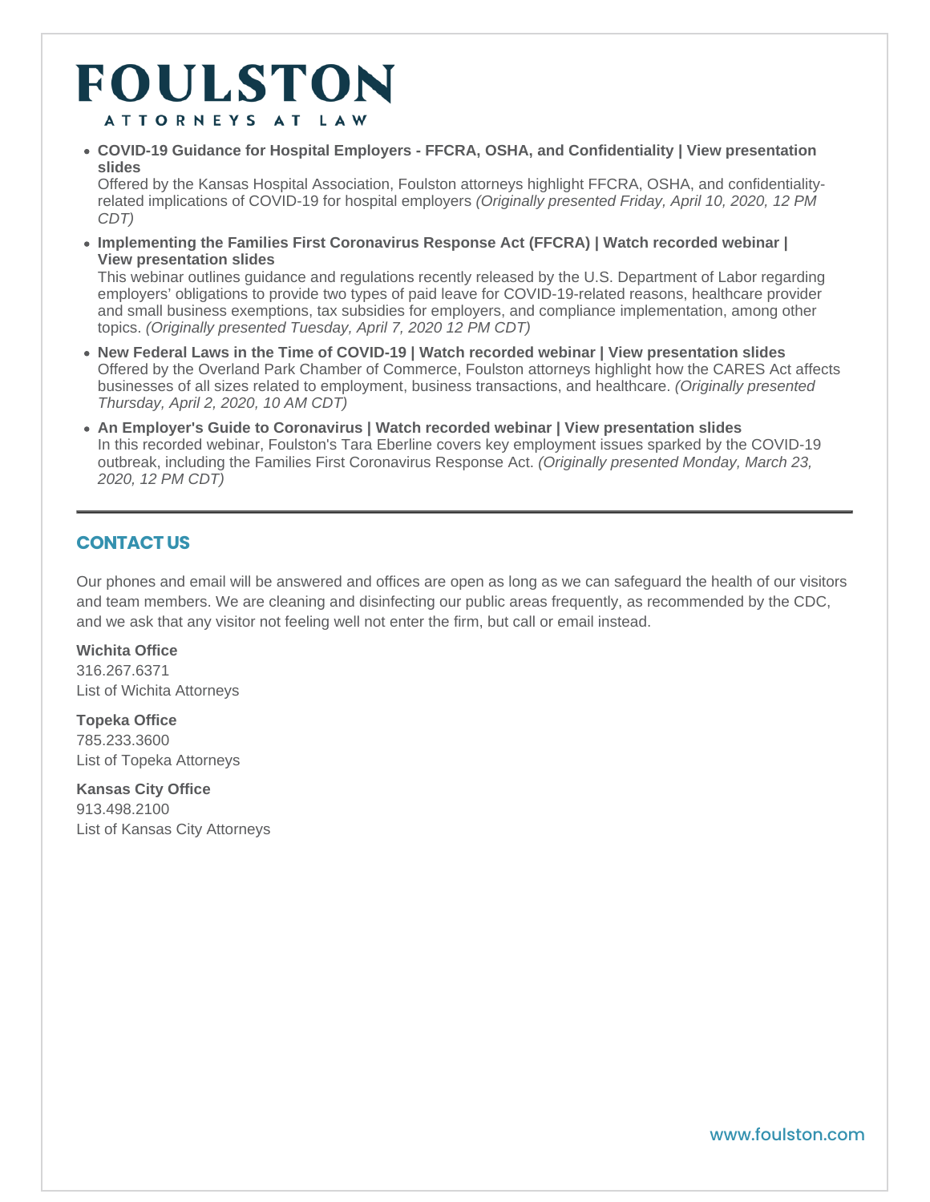- **COVID-19 Guidance for Hospital Employers - FFCRA, OSHA, and Confidentiality | View presentation slides**
  Offered by the Kansas Hospital Association, Foulston attorneys highlight FFCRA, OSHA, and confidentiality-related implications of COVID-19 for hospital employers *(Originally presented Friday, April 10, 2020, 12 PM CDT)*
- **Implementing the Families First Coronavirus Response Act (FFCRA) | Watch recorded webinar | View presentation slides**
  This webinar outlines guidance and regulations recently released by the U.S. Department of Labor regarding employers' obligations to provide two types of paid leave for COVID-19-related reasons, healthcare provider and small business exemptions, tax subsidies for employers, and compliance implementation, among other topics. *(Originally presented Tuesday, April 7, 2020 12 PM CDT)*
- **New Federal Laws in the Time of COVID-19 | Watch recorded webinar | View presentation slides**
  Offered by the Overland Park Chamber of Commerce, Foulston attorneys highlight how the CARES Act affects businesses of all sizes related to employment, business transactions, and healthcare. *(Originally presented Thursday, April 2, 2020, 10 AM CDT)*
- **An Employer's Guide to Coronavirus | Watch recorded webinar | View presentation slides**
  In this recorded webinar, Foulston's Tara Eberline covers key employment issues sparked by the COVID-19 outbreak, including the Families First Coronavirus Response Act. *(Originally presented Monday, March 23, 2020, 12 PM CDT)*

---

## CONTACT US

Our phones and email will be answered and offices are open as long as we can safeguard the health of our visitors and team members. We are cleaning and disinfecting our public areas frequently, as recommended by the CDC, and we ask that any visitor not feeling well not enter the firm, but call or email instead.

**Wichita Office**
316.267.6371
List of Wichita Attorneys

**Topeka Office**
785.233.3600
List of Topeka Attorneys

**Kansas City Office**
913.498.2100
List of Kansas City Attorneys